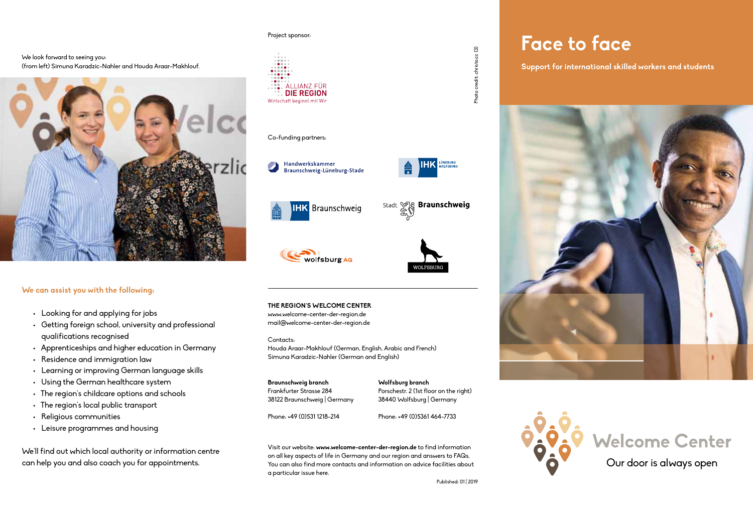We look forward to seeing you:
(from left) Simuna Karadzic-Nahler and Houda Araar-Makhlouf.

## We can assist you with the following:

- Looking for and applying for jobs
- Getting foreign school, university and professional qualifications recognised
- Apprenticeships and higher education in Germany
- Residence and immigration law
- Learning or improving German language skills
- Using the German healthcare system
- The region's childcare options and schools
- The region's local public transport
- Religious communities
- Leisure programmes and housing

We'll find out which local authority or information centre can help you and also coach you for appointments.

Project sponsor:

ALLIANZ FÜR DIE REGION
Wirtschaft beginnt mit Wir

Co-funding partners:

Handwerkskammer Braunschweig-Lüneburg-Stade

IHK Lüneburg Wolfsburg

IHK Braunschweig

Stadt Braunschweig

wolfsburg AG

WOLFSBURG

Photo credit: christo.cc (3)

**THE REGION'S WELCOME CENTER**
www.welcome-center-der-region.de
mail@welcome-center-der-region.de

Contacts:
Houda Araar-Makhlouf (German, English, Arabic and French)
Simuna Karadzic-Nahler (German and English)

**Braunschweig branch**
Frankfurter Strasse 284
38122 Braunschweig | Germany

Phone: +49 (0)531 1218-214

**Wolfsburg branch**
Porschestr. 2 (1st floor on the right)
38440 Wolfsburg | Germany

Phone: +49 (0)5361 464-7733

Visit our website: **www.welcome-center-der-region.de** to find information on all key aspects of life in Germany and our region and answers to FAQs. You can also find more contacts and information on advice facilities about a particular issue here.

Published: 01 | 2019

# Face to face

**Support for international skilled workers and students**

Welcome Center
Our door is always open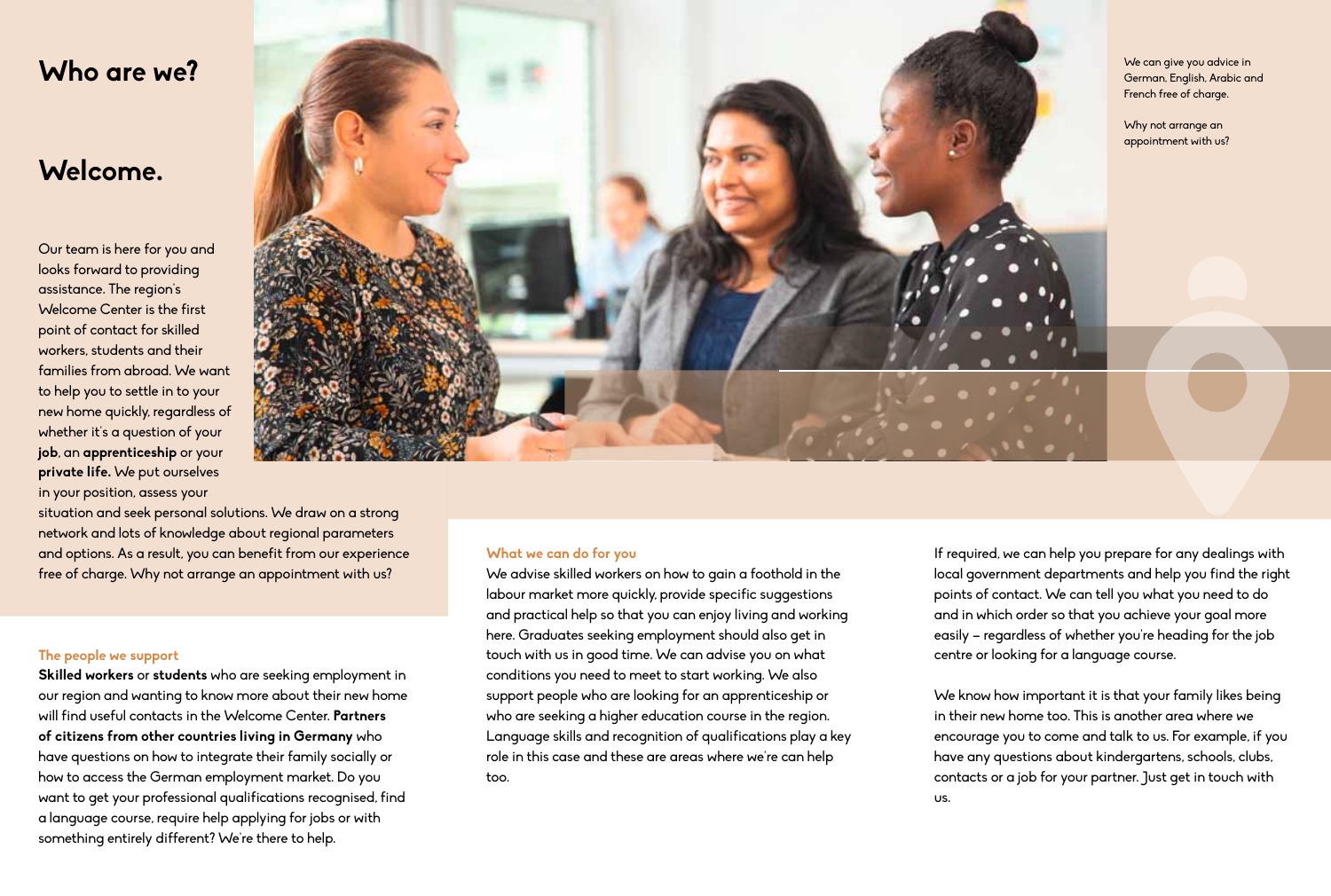# Who are we?

# Welcome.

Our team is here for you and looks forward to providing assistance. The region's Welcome Center is the first point of contact for skilled workers, students and their families from abroad. We want to help you to settle in to your new home quickly, regardless of whether it's a question of your **job**, an **apprenticeship** or your **private life.** We put ourselves in your position, assess your situation and seek personal solutions. We draw on a strong network and lots of knowledge about regional parameters and options. As a result, you can benefit from our experience free of charge. Why not arrange an appointment with us?

We can give you advice in German, English, Arabic and French free of charge.

Why not arrange an appointment with us?

### The people we support

**Skilled workers** or **students** who are seeking employment in our region and wanting to know more about their new home will find useful contacts in the Welcome Center. **Partners of citizens from other countries living in Germany** who have questions on how to integrate their family socially or how to access the German employment market. Do you want to get your professional qualifications recognised, find a language course, require help applying for jobs or with something entirely different? We're there to help.

### What we can do for you

We advise skilled workers on how to gain a foothold in the labour market more quickly, provide specific suggestions and practical help so that you can enjoy living and working here. Graduates seeking employment should also get in touch with us in good time. We can advise you on what conditions you need to meet to start working. We also support people who are looking for an apprenticeship or who are seeking a higher education course in the region. Language skills and recognition of qualifications play a key role in this case and these are areas where we're can help too.

If required, we can help you prepare for any dealings with local government departments and help you find the right points of contact. We can tell you what you need to do and in which order so that you achieve your goal more easily – regardless of whether you're heading for the job centre or looking for a language course.

We know how important it is that your family likes being in their new home too. This is another area where we encourage you to come and talk to us. For example, if you have any questions about kindergartens, schools, clubs, contacts or a job for your partner. Just get in touch with us.